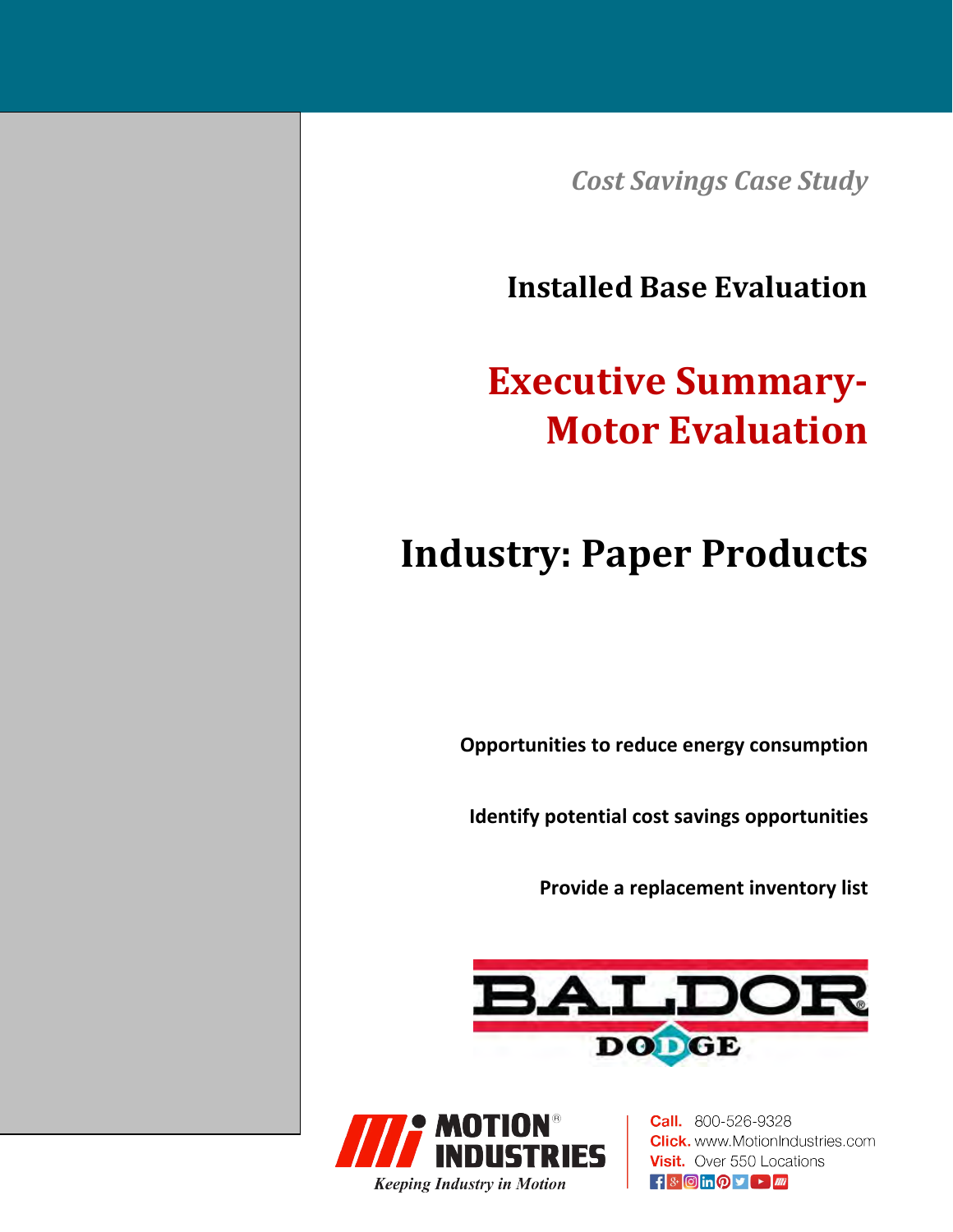*Cost Savings Case Study*

## Installed Base Evaluation

# Executive Summary- Motor Evaluation

# Industry: Paper Products

**Opportunities to reduce energy consumption**

**Identify potential cost savings opportunities**

**Provide a replacement inventory list**

BALDOR DODGE

MOTION INDUSTRIES

*Keeping Industry in Motion*

**Call.** 800-526-9328
**Click.** www.MotionIndustries.com
**Visit.** Over 550 Locations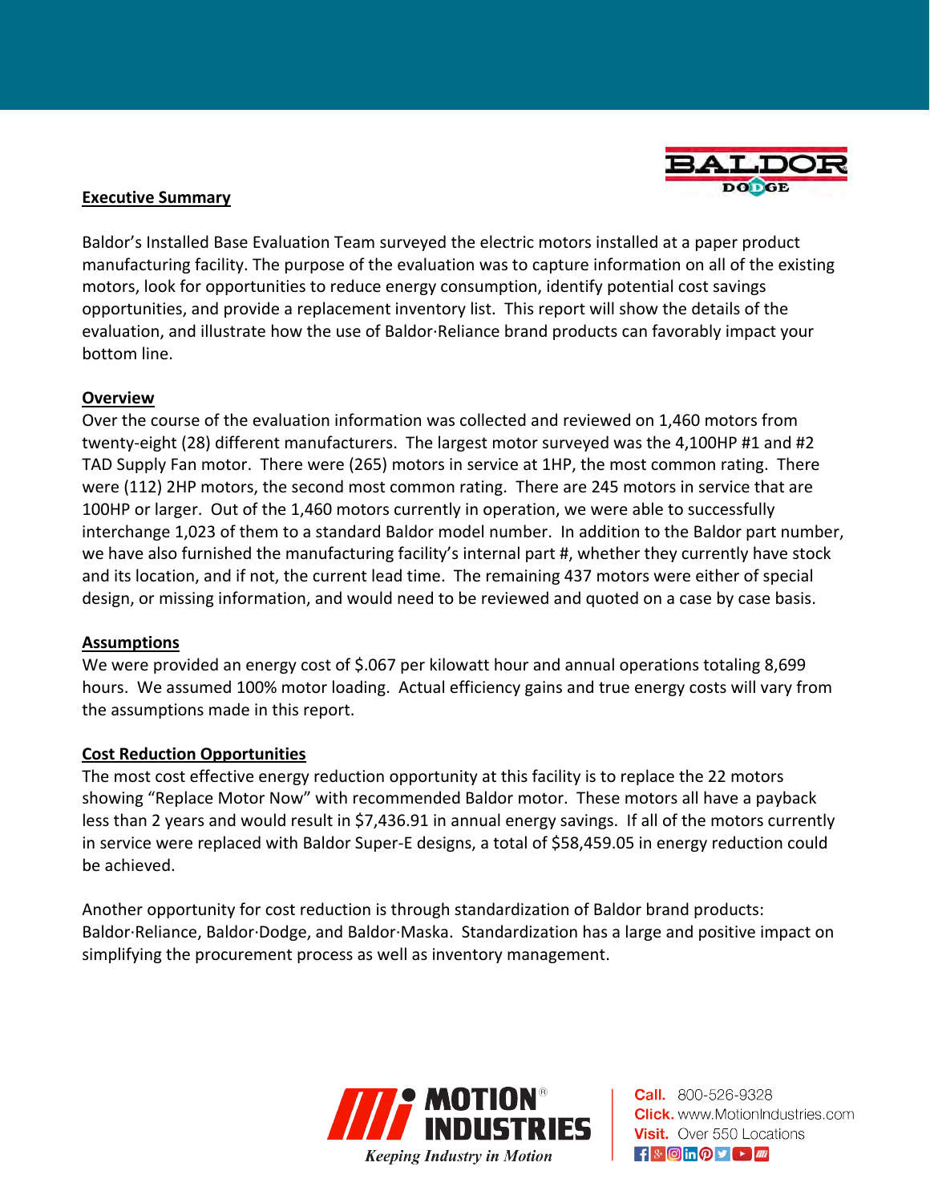## Executive Summary

Baldor's Installed Base Evaluation Team surveyed the electric motors installed at a paper product manufacturing facility. The purpose of the evaluation was to capture information on all of the existing motors, look for opportunities to reduce energy consumption, identify potential cost savings opportunities, and provide a replacement inventory list. This report will show the details of the evaluation, and illustrate how the use of Baldor·Reliance brand products can favorably impact your bottom line.

## Overview

Over the course of the evaluation information was collected and reviewed on 1,460 motors from twenty-eight (28) different manufacturers. The largest motor surveyed was the 4,100HP #1 and #2 TAD Supply Fan motor. There were (265) motors in service at 1HP, the most common rating. There were (112) 2HP motors, the second most common rating. There are 245 motors in service that are 100HP or larger. Out of the 1,460 motors currently in operation, we were able to successfully interchange 1,023 of them to a standard Baldor model number. In addition to the Baldor part number, we have also furnished the manufacturing facility's internal part #, whether they currently have stock and its location, and if not, the current lead time. The remaining 437 motors were either of special design, or missing information, and would need to be reviewed and quoted on a case by case basis.

## Assumptions

We were provided an energy cost of $.067 per kilowatt hour and annual operations totaling 8,699 hours. We assumed 100% motor loading. Actual efficiency gains and true energy costs will vary from the assumptions made in this report.

## Cost Reduction Opportunities

The most cost effective energy reduction opportunity at this facility is to replace the 22 motors showing "Replace Motor Now" with recommended Baldor motor. These motors all have a payback less than 2 years and would result in $7,436.91 in annual energy savings. If all of the motors currently in service were replaced with Baldor Super-E designs, a total of $58,459.05 in energy reduction could be achieved.

Another opportunity for cost reduction is through standardization of Baldor brand products: Baldor·Reliance, Baldor·Dodge, and Baldor·Maska. Standardization has a large and positive impact on simplifying the procurement process as well as inventory management.